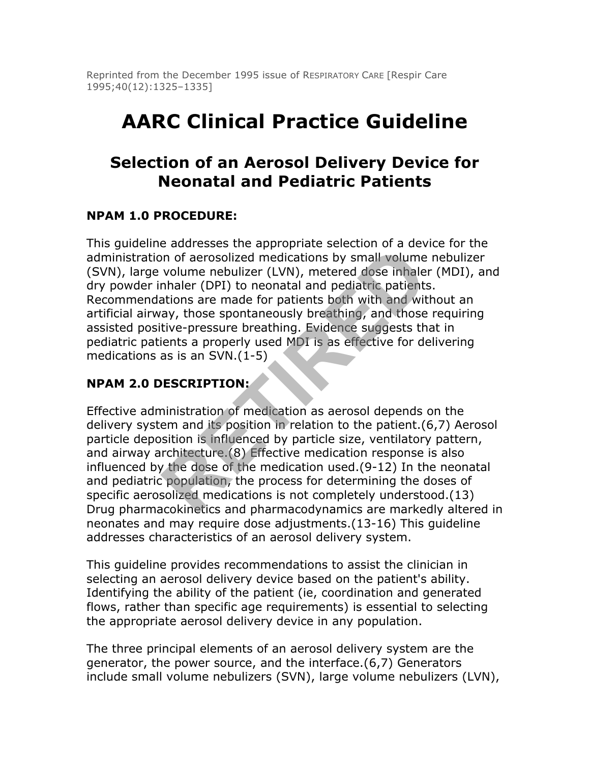Reprinted from the December 1995 issue of RESPIRATORY CARE [Respir Care 1995;40(12):1325–1335]

# AARC Clinical Practice Guideline

## Selection of an Aerosol Delivery Device for Neonatal and Pediatric Patients

### NPAM 1.0 PROCEDURE:

This guideline addresses the appropriate selection of a device for the administration of aerosolized medications by small volume nebulizer (SVN), large volume nebulizer (LVN), metered dose inhaler (MDI), and dry powder inhaler (DPI) to neonatal and pediatric patients. Recommendations are made for patients both with and without an artificial airway, those spontaneously breathing, and those requiring assisted positive-pressure breathing. Evidence suggests that in pediatric patients a properly used MDI is as effective for delivering medications as is an SVN.(1-5)

### NPAM 2.0 DESCRIPTION:

Effective administration of medication as aerosol depends on the delivery system and its position in relation to the patient.(6,7) Aerosol particle deposition is influenced by particle size, ventilatory pattern, and airway architecture.(8) Effective medication response is also influenced by the dose of the medication used.(9-12) In the neonatal and pediatric population, the process for determining the doses of specific aerosolized medications is not completely understood.(13) Drug pharmacokinetics and pharmacodynamics are markedly altered in neonates and may require dose adjustments.(13-16) This guideline addresses characteristics of an aerosol delivery system.

This guideline provides recommendations to assist the clinician in selecting an aerosol delivery device based on the patient's ability. Identifying the ability of the patient (ie, coordination and generated flows, rather than specific age requirements) is essential to selecting the appropriate aerosol delivery device in any population.

The three principal elements of an aerosol delivery system are the generator, the power source, and the interface.(6,7) Generators include small volume nebulizers (SVN), large volume nebulizers (LVN),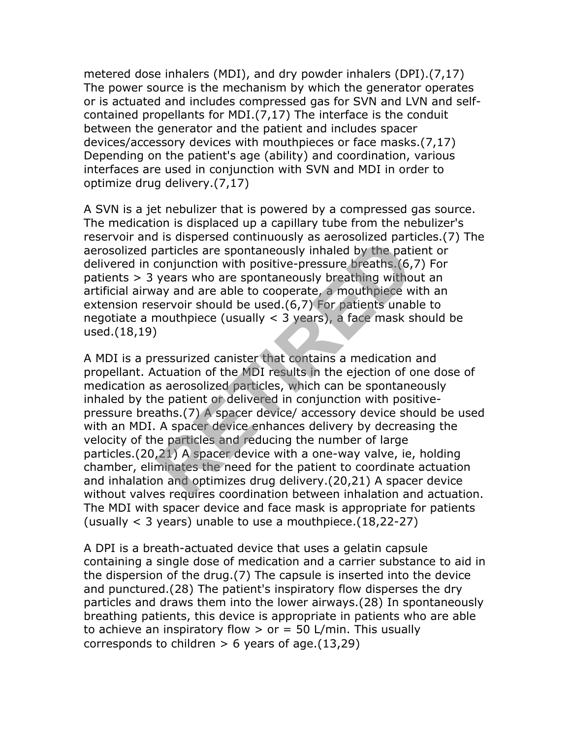metered dose inhalers (MDI), and dry powder inhalers (DPI).(7,17) The power source is the mechanism by which the generator operates or is actuated and includes compressed gas for SVN and LVN and self-contained propellants for MDI.(7,17) The interface is the conduit between the generator and the patient and includes spacer devices/accessory devices with mouthpieces or face masks.(7,17) Depending on the patient's age (ability) and coordination, various interfaces are used in conjunction with SVN and MDI in order to optimize drug delivery.(7,17)

A SVN is a jet nebulizer that is powered by a compressed gas source. The medication is displaced up a capillary tube from the nebulizer's reservoir and is dispersed continuously as aerosolized particles.(7) The aerosolized particles are spontaneously inhaled by the patient or delivered in conjunction with positive-pressure breaths.(6,7) For patients > 3 years who are spontaneously breathing without an artificial airway and are able to cooperate, a mouthpiece with an extension reservoir should be used.(6,7) For patients unable to negotiate a mouthpiece (usually < 3 years), a face mask should be used.(18,19)

A MDI is a pressurized canister that contains a medication and propellant. Actuation of the MDI results in the ejection of one dose of medication as aerosolized particles, which can be spontaneously inhaled by the patient or delivered in conjunction with positive-pressure breaths.(7) A spacer device/ accessory device should be used with an MDI. A spacer device enhances delivery by decreasing the velocity of the particles and reducing the number of large particles.(20,21) A spacer device with a one-way valve, ie, holding chamber, eliminates the need for the patient to coordinate actuation and inhalation and optimizes drug delivery.(20,21) A spacer device without valves requires coordination between inhalation and actuation. The MDI with spacer device and face mask is appropriate for patients (usually < 3 years) unable to use a mouthpiece.(18,22-27)

A DPI is a breath-actuated device that uses a gelatin capsule containing a single dose of medication and a carrier substance to aid in the dispersion of the drug.(7) The capsule is inserted into the device and punctured.(28) The patient's inspiratory flow disperses the dry particles and draws them into the lower airways.(28) In spontaneously breathing patients, this device is appropriate in patients who are able to achieve an inspiratory flow > or = 50 L/min. This usually corresponds to children > 6 years of age.(13,29)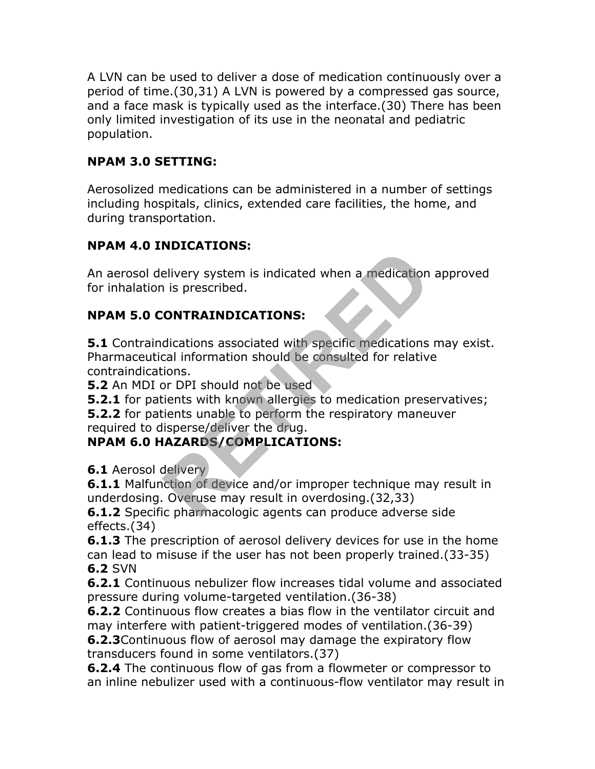A LVN can be used to deliver a dose of medication continuously over a period of time.(30,31) A LVN is powered by a compressed gas source, and a face mask is typically used as the interface.(30) There has been only limited investigation of its use in the neonatal and pediatric population.

**NPAM 3.0 SETTING:**

Aerosolized medications can be administered in a number of settings including hospitals, clinics, extended care facilities, the home, and during transportation.

**NPAM 4.0 INDICATIONS:**

An aerosol delivery system is indicated when a medication approved for inhalation is prescribed.

**NPAM 5.0 CONTRAINDICATIONS:**

**5.1** Contraindications associated with specific medications may exist. Pharmaceutical information should be consulted for relative contraindications.
**5.2** An MDI or DPI should not be used
**5.2.1** for patients with known allergies to medication preservatives;
**5.2.2** for patients unable to perform the respiratory maneuver required to disperse/deliver the drug.

**NPAM 6.0 HAZARDS/COMPLICATIONS:**

**6.1** Aerosol delivery
**6.1.1** Malfunction of device and/or improper technique may result in underdosing. Overuse may result in overdosing.(32,33)
**6.1.2** Specific pharmacologic agents can produce adverse side effects.(34)
**6.1.3** The prescription of aerosol delivery devices for use in the home can lead to misuse if the user has not been properly trained.(33-35)
**6.2** SVN
**6.2.1** Continuous nebulizer flow increases tidal volume and associated pressure during volume-targeted ventilation.(36-38)
**6.2.2** Continuous flow creates a bias flow in the ventilator circuit and may interfere with patient-triggered modes of ventilation.(36-39)
**6.2.3** Continuous flow of aerosol may damage the expiratory flow transducers found in some ventilators.(37)
**6.2.4** The continuous flow of gas from a flowmeter or compressor to an inline nebulizer used with a continuous-flow ventilator may result in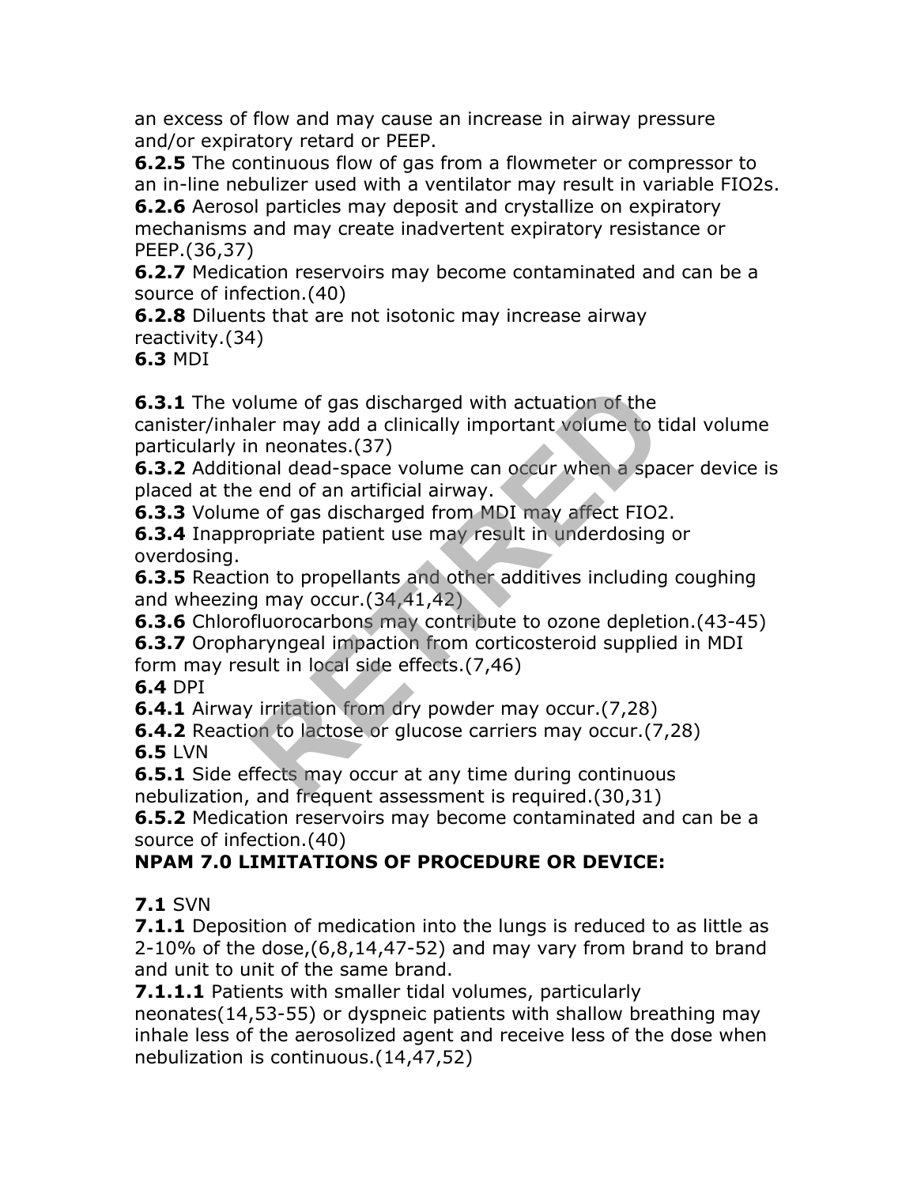an excess of flow and may cause an increase in airway pressure and/or expiratory retard or PEEP.

**6.2.5** The continuous flow of gas from a flowmeter or compressor to an in-line nebulizer used with a ventilator may result in variable FIO2s.

**6.2.6** Aerosol particles may deposit and crystallize on expiratory mechanisms and may create inadvertent expiratory resistance or PEEP.(36,37)

**6.2.7** Medication reservoirs may become contaminated and can be a source of infection.(40)

**6.2.8** Diluents that are not isotonic may increase airway reactivity.(34)

**6.3** MDI

**6.3.1** The volume of gas discharged with actuation of the canister/inhaler may add a clinically important volume to tidal volume particularly in neonates.(37)

**6.3.2** Additional dead-space volume can occur when a spacer device is placed at the end of an artificial airway.

**6.3.3** Volume of gas discharged from MDI may affect FIO2.

**6.3.4** Inappropriate patient use may result in underdosing or overdosing.

**6.3.5** Reaction to propellants and other additives including coughing and wheezing may occur.(34,41,42)

**6.3.6** Chlorofluorocarbons may contribute to ozone depletion.(43-45)

**6.3.7** Oropharyngeal impaction from corticosteroid supplied in MDI form may result in local side effects.(7,46)

**6.4** DPI

**6.4.1** Airway irritation from dry powder may occur.(7,28)

**6.4.2** Reaction to lactose or glucose carriers may occur.(7,28)

**6.5** LVN

**6.5.1** Side effects may occur at any time during continuous nebulization, and frequent assessment is required.(30,31)

**6.5.2** Medication reservoirs may become contaminated and can be a source of infection.(40)

**NPAM 7.0 LIMITATIONS OF PROCEDURE OR DEVICE:**

**7.1** SVN

**7.1.1** Deposition of medication into the lungs is reduced to as little as 2-10% of the dose,(6,8,14,47-52) and may vary from brand to brand and unit to unit of the same brand.

**7.1.1.1** Patients with smaller tidal volumes, particularly neonates(14,53-55) or dyspneic patients with shallow breathing may inhale less of the aerosolized agent and receive less of the dose when nebulization is continuous.(14,47,52)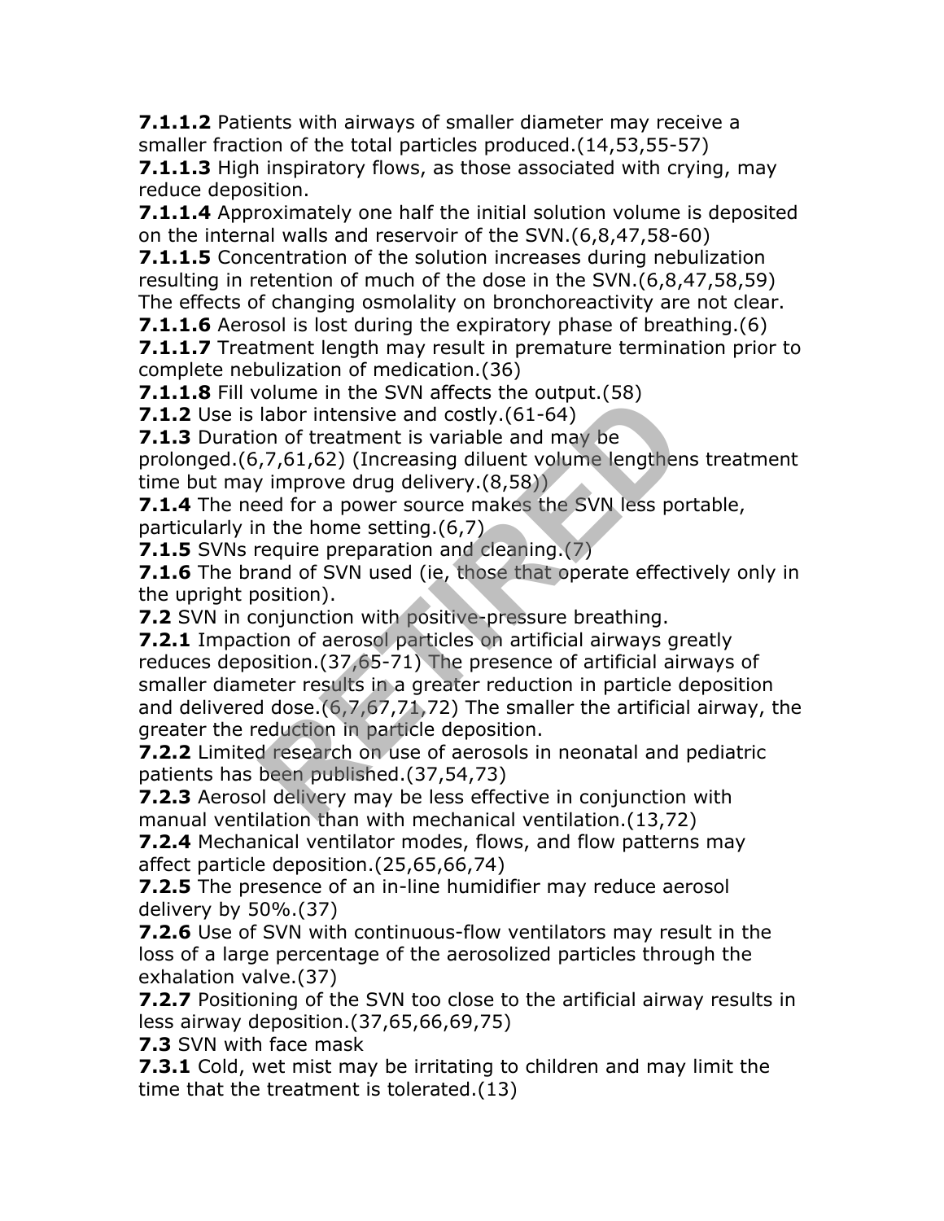**7.1.1.2** Patients with airways of smaller diameter may receive a smaller fraction of the total particles produced.(14,53,55-57)
**7.1.1.3** High inspiratory flows, as those associated with crying, may reduce deposition.
**7.1.1.4** Approximately one half the initial solution volume is deposited on the internal walls and reservoir of the SVN.(6,8,47,58-60)
**7.1.1.5** Concentration of the solution increases during nebulization resulting in retention of much of the dose in the SVN.(6,8,47,58,59) The effects of changing osmolality on bronchoreactivity are not clear.
**7.1.1.6** Aerosol is lost during the expiratory phase of breathing.(6)
**7.1.1.7** Treatment length may result in premature termination prior to complete nebulization of medication.(36)
**7.1.1.8** Fill volume in the SVN affects the output.(58)
**7.1.2** Use is labor intensive and costly.(61-64)
**7.1.3** Duration of treatment is variable and may be prolonged.(6,7,61,62) (Increasing diluent volume lengthens treatment time but may improve drug delivery.(8,58))
**7.1.4** The need for a power source makes the SVN less portable, particularly in the home setting.(6,7)
**7.1.5** SVNs require preparation and cleaning.(7)
**7.1.6** The brand of SVN used (ie, those that operate effectively only in the upright position).
**7.2** SVN in conjunction with positive-pressure breathing.
**7.2.1** Impaction of aerosol particles on artificial airways greatly reduces deposition.(37,65-71) The presence of artificial airways of smaller diameter results in a greater reduction in particle deposition and delivered dose.(6,7,67,71,72) The smaller the artificial airway, the greater the reduction in particle deposition.
**7.2.2** Limited research on use of aerosols in neonatal and pediatric patients has been published.(37,54,73)
**7.2.3** Aerosol delivery may be less effective in conjunction with manual ventilation than with mechanical ventilation.(13,72)
**7.2.4** Mechanical ventilator modes, flows, and flow patterns may affect particle deposition.(25,65,66,74)
**7.2.5** The presence of an in-line humidifier may reduce aerosol delivery by 50%.(37)
**7.2.6** Use of SVN with continuous-flow ventilators may result in the loss of a large percentage of the aerosolized particles through the exhalation valve.(37)
**7.2.7** Positioning of the SVN too close to the artificial airway results in less airway deposition.(37,65,66,69,75)
**7.3** SVN with face mask
**7.3.1** Cold, wet mist may be irritating to children and may limit the time that the treatment is tolerated.(13)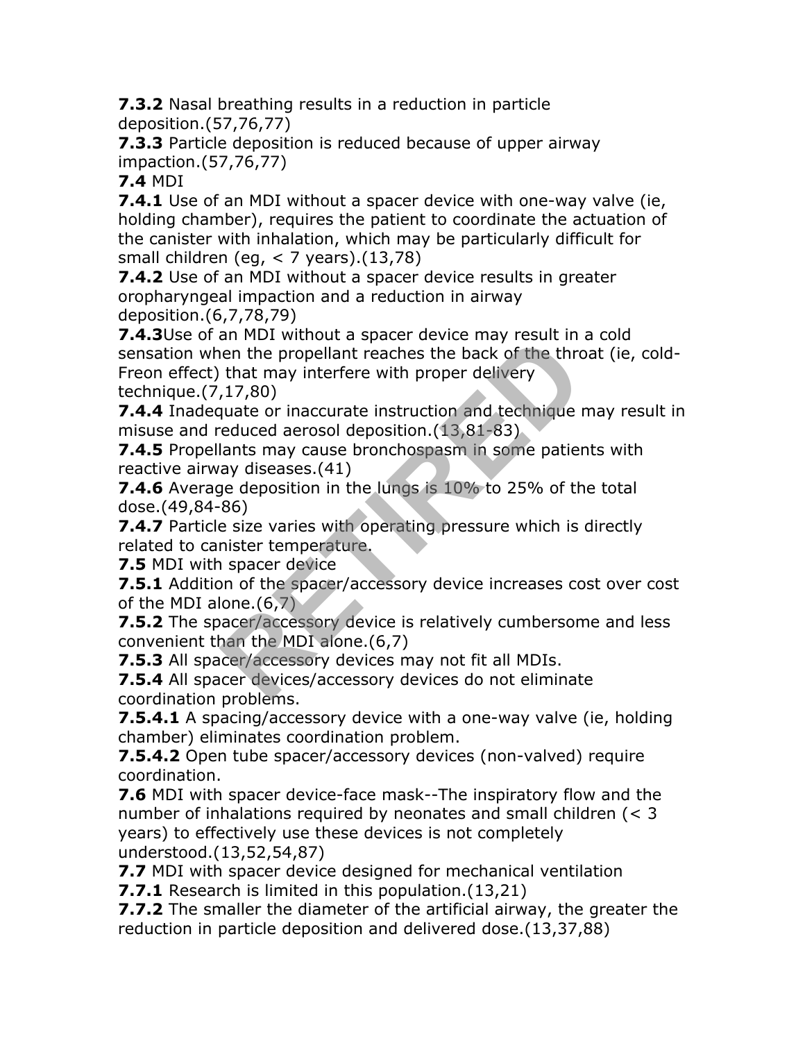**7.3.2** Nasal breathing results in a reduction in particle deposition.(57,76,77)

**7.3.3** Particle deposition is reduced because of upper airway impaction.(57,76,77)

**7.4** MDI

**7.4.1** Use of an MDI without a spacer device with one-way valve (ie, holding chamber), requires the patient to coordinate the actuation of the canister with inhalation, which may be particularly difficult for small children (eg, < 7 years).(13,78)

**7.4.2** Use of an MDI without a spacer device results in greater oropharyngeal impaction and a reduction in airway deposition.(6,7,78,79)

**7.4.3**Use of an MDI without a spacer device may result in a cold sensation when the propellant reaches the back of the throat (ie, cold-Freon effect) that may interfere with proper delivery technique.(7,17,80)

**7.4.4** Inadequate or inaccurate instruction and technique may result in misuse and reduced aerosol deposition.(13,81-83)

**7.4.5** Propellants may cause bronchospasm in some patients with reactive airway diseases.(41)

**7.4.6** Average deposition in the lungs is 10% to 25% of the total dose.(49,84-86)

**7.4.7** Particle size varies with operating pressure which is directly related to canister temperature.

**7.5** MDI with spacer device

**7.5.1** Addition of the spacer/accessory device increases cost over cost of the MDI alone.(6,7)

**7.5.2** The spacer/accessory device is relatively cumbersome and less convenient than the MDI alone.(6,7)

**7.5.3** All spacer/accessory devices may not fit all MDIs.

**7.5.4** All spacer devices/accessory devices do not eliminate coordination problems.

**7.5.4.1** A spacing/accessory device with a one-way valve (ie, holding chamber) eliminates coordination problem.

**7.5.4.2** Open tube spacer/accessory devices (non-valved) require coordination.

**7.6** MDI with spacer device-face mask--The inspiratory flow and the number of inhalations required by neonates and small children (< 3 years) to effectively use these devices is not completely understood.(13,52,54,87)

**7.7** MDI with spacer device designed for mechanical ventilation

**7.7.1** Research is limited in this population.(13,21)

**7.7.2** The smaller the diameter of the artificial airway, the greater the reduction in particle deposition and delivered dose.(13,37,88)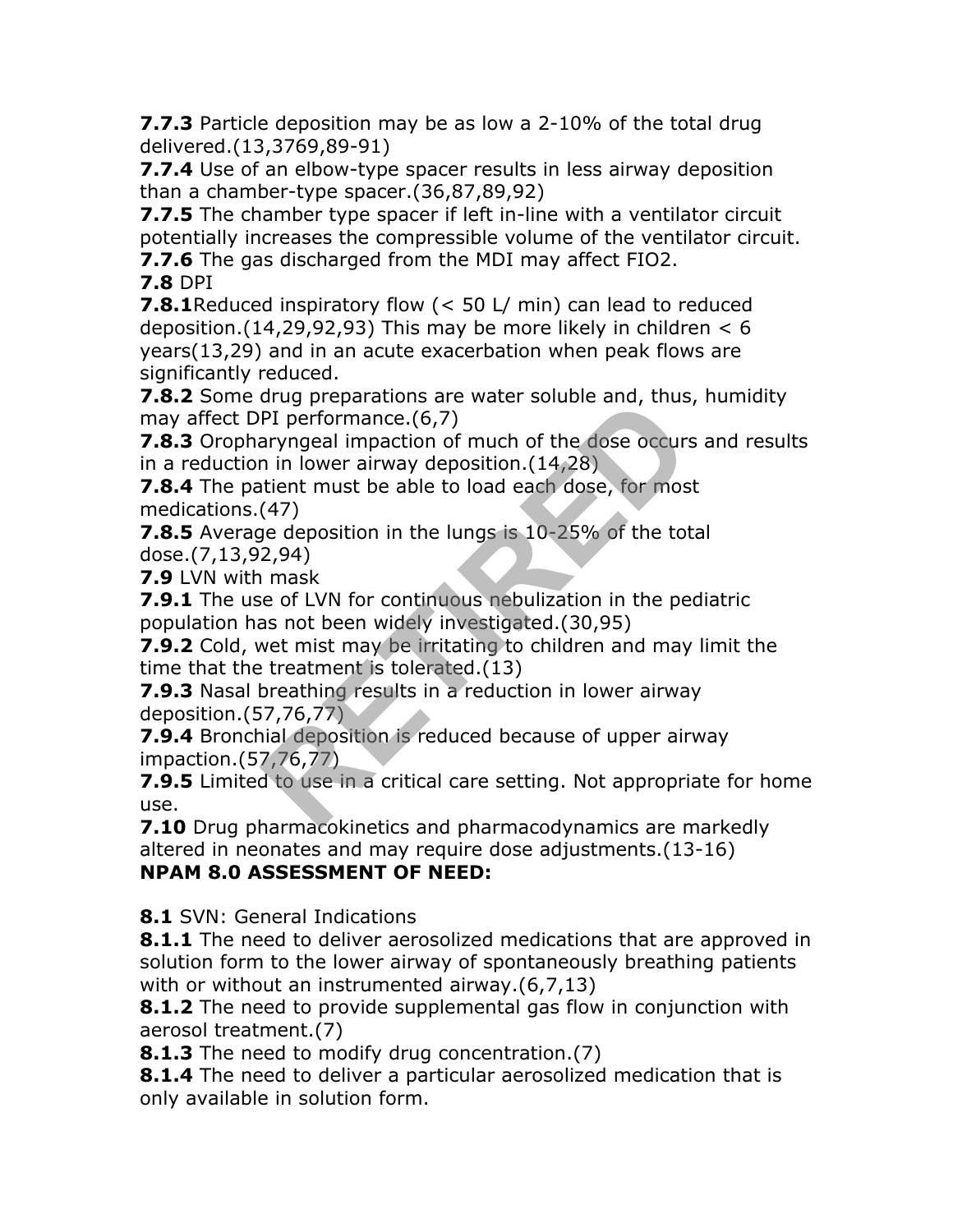**7.7.3** Particle deposition may be as low a 2-10% of the total drug delivered.(13,3769,89-91)
**7.7.4** Use of an elbow-type spacer results in less airway deposition than a chamber-type spacer.(36,87,89,92)
**7.7.5** The chamber type spacer if left in-line with a ventilator circuit potentially increases the compressible volume of the ventilator circuit.
**7.7.6** The gas discharged from the MDI may affect FIO2.
**7.8** DPI
**7.8.1**Reduced inspiratory flow (< 50 L/ min) can lead to reduced deposition.(14,29,92,93) This may be more likely in children < 6 years(13,29) and in an acute exacerbation when peak flows are significantly reduced.
**7.8.2** Some drug preparations are water soluble and, thus, humidity may affect DPI performance.(6,7)
**7.8.3** Oropharyngeal impaction of much of the dose occurs and results in a reduction in lower airway deposition.(14,28)
**7.8.4** The patient must be able to load each dose, for most medications.(47)
**7.8.5** Average deposition in the lungs is 10-25% of the total dose.(7,13,92,94)
**7.9** LVN with mask
**7.9.1** The use of LVN for continuous nebulization in the pediatric population has not been widely investigated.(30,95)
**7.9.2** Cold, wet mist may be irritating to children and may limit the time that the treatment is tolerated.(13)
**7.9.3** Nasal breathing results in a reduction in lower airway deposition.(57,76,77)
**7.9.4** Bronchial deposition is reduced because of upper airway impaction.(57,76,77)
**7.9.5** Limited to use in a critical care setting. Not appropriate for home use.
**7.10** Drug pharmacokinetics and pharmacodynamics are markedly altered in neonates and may require dose adjustments.(13-16)

**NPAM 8.0 ASSESSMENT OF NEED:**

**8.1** SVN: General Indications
**8.1.1** The need to deliver aerosolized medications that are approved in solution form to the lower airway of spontaneously breathing patients with or without an instrumented airway.(6,7,13)
**8.1.2** The need to provide supplemental gas flow in conjunction with aerosol treatment.(7)
**8.1.3** The need to modify drug concentration.(7)
**8.1.4** The need to deliver a particular aerosolized medication that is only available in solution form.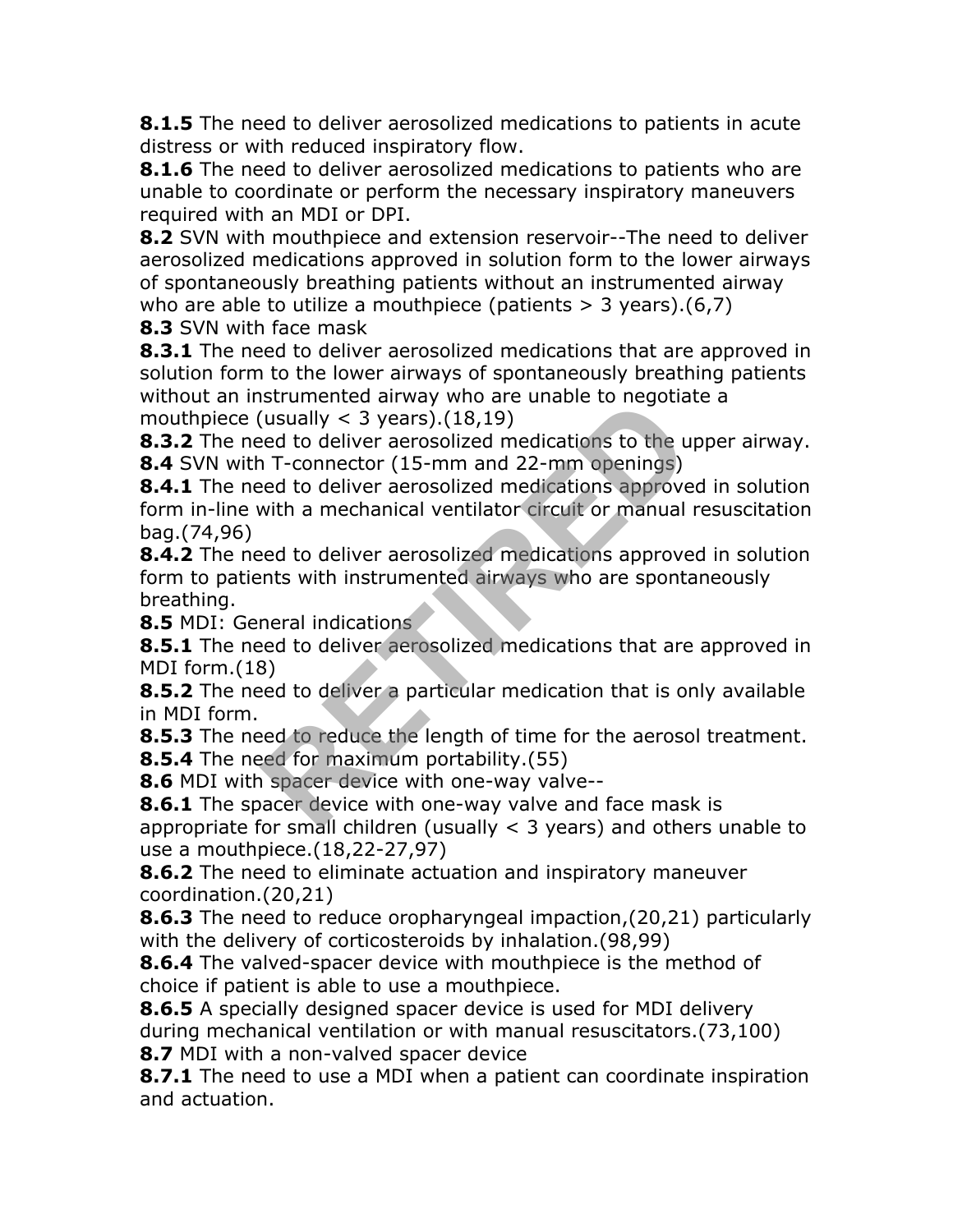**8.1.5** The need to deliver aerosolized medications to patients in acute distress or with reduced inspiratory flow.

**8.1.6** The need to deliver aerosolized medications to patients who are unable to coordinate or perform the necessary inspiratory maneuvers required with an MDI or DPI.

**8.2** SVN with mouthpiece and extension reservoir--The need to deliver aerosolized medications approved in solution form to the lower airways of spontaneously breathing patients without an instrumented airway who are able to utilize a mouthpiece (patients > 3 years).(6,7)

**8.3** SVN with face mask

**8.3.1** The need to deliver aerosolized medications that are approved in solution form to the lower airways of spontaneously breathing patients without an instrumented airway who are unable to negotiate a mouthpiece (usually < 3 years).(18,19)

**8.3.2** The need to deliver aerosolized medications to the upper airway.

**8.4** SVN with T-connector (15-mm and 22-mm openings)

**8.4.1** The need to deliver aerosolized medications approved in solution form in-line with a mechanical ventilator circuit or manual resuscitation bag.(74,96)

**8.4.2** The need to deliver aerosolized medications approved in solution form to patients with instrumented airways who are spontaneously breathing.

**8.5** MDI: General indications

**8.5.1** The need to deliver aerosolized medications that are approved in MDI form.(18)

**8.5.2** The need to deliver a particular medication that is only available in MDI form.

**8.5.3** The need to reduce the length of time for the aerosol treatment.

**8.5.4** The need for maximum portability.(55)

**8.6** MDI with spacer device with one-way valve--

**8.6.1** The spacer device with one-way valve and face mask is appropriate for small children (usually < 3 years) and others unable to use a mouthpiece.(18,22-27,97)

**8.6.2** The need to eliminate actuation and inspiratory maneuver coordination.(20,21)

**8.6.3** The need to reduce oropharyngeal impaction,(20,21) particularly with the delivery of corticosteroids by inhalation.(98,99)

**8.6.4** The valved-spacer device with mouthpiece is the method of choice if patient is able to use a mouthpiece.

**8.6.5** A specially designed spacer device is used for MDI delivery during mechanical ventilation or with manual resuscitators.(73,100)

**8.7** MDI with a non-valved spacer device

**8.7.1** The need to use a MDI when a patient can coordinate inspiration and actuation.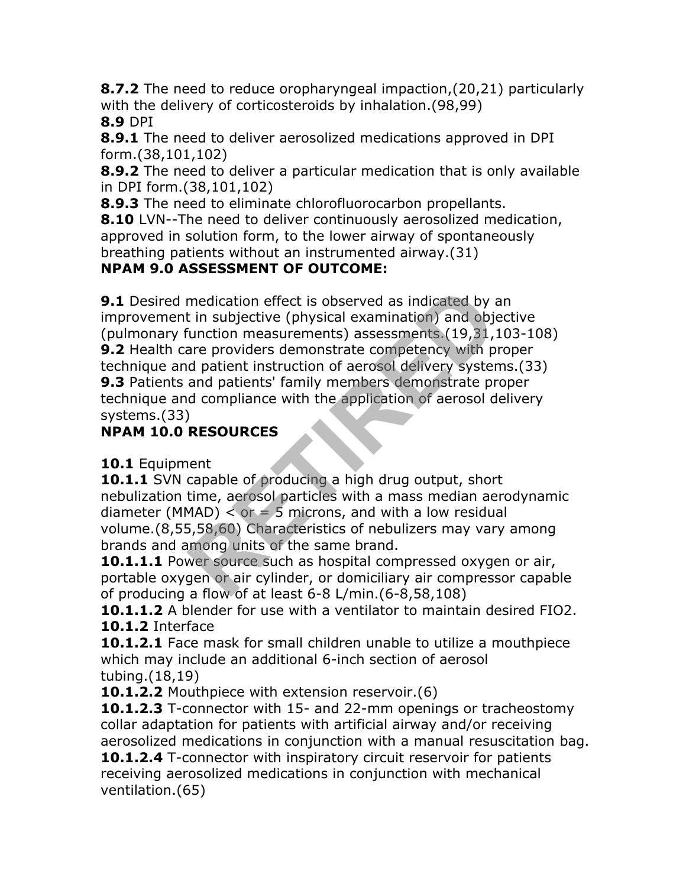**8.7.2** The need to reduce oropharyngeal impaction,(20,21) particularly with the delivery of corticosteroids by inhalation.(98,99)

**8.9** DPI

**8.9.1** The need to deliver aerosolized medications approved in DPI form.(38,101,102)

**8.9.2** The need to deliver a particular medication that is only available in DPI form.(38,101,102)

**8.9.3** The need to eliminate chlorofluorocarbon propellants.

**8.10** LVN--The need to deliver continuously aerosolized medication, approved in solution form, to the lower airway of spontaneously breathing patients without an instrumented airway.(31)

**NPAM 9.0 ASSESSMENT OF OUTCOME:**

**9.1** Desired medication effect is observed as indicated by an improvement in subjective (physical examination) and objective (pulmonary function measurements) assessments.(19,31,103-108)

**9.2** Health care providers demonstrate competency with proper technique and patient instruction of aerosol delivery systems.(33)

**9.3** Patients and patients' family members demonstrate proper technique and compliance with the application of aerosol delivery systems.(33)

**NPAM 10.0 RESOURCES**

**10.1** Equipment

**10.1.1** SVN capable of producing a high drug output, short nebulization time, aerosol particles with a mass median aerodynamic diameter (MMAD) < or = 5 microns, and with a low residual volume.(8,55,58,60) Characteristics of nebulizers may vary among brands and among units of the same brand.

**10.1.1.1** Power source such as hospital compressed oxygen or air, portable oxygen or air cylinder, or domiciliary air compressor capable of producing a flow of at least 6-8 L/min.(6-8,58,108)

**10.1.1.2** A blender for use with a ventilator to maintain desired $FIO_2$.

**10.1.2** Interface

**10.1.2.1** Face mask for small children unable to utilize a mouthpiece which may include an additional 6-inch section of aerosol tubing.(18,19)

**10.1.2.2** Mouthpiece with extension reservoir.(6)

**10.1.2.3** T-connector with 15- and 22-mm openings or tracheostomy collar adaptation for patients with artificial airway and/or receiving aerosolized medications in conjunction with a manual resuscitation bag.

**10.1.2.4** T-connector with inspiratory circuit reservoir for patients receiving aerosolized medications in conjunction with mechanical ventilation.(65)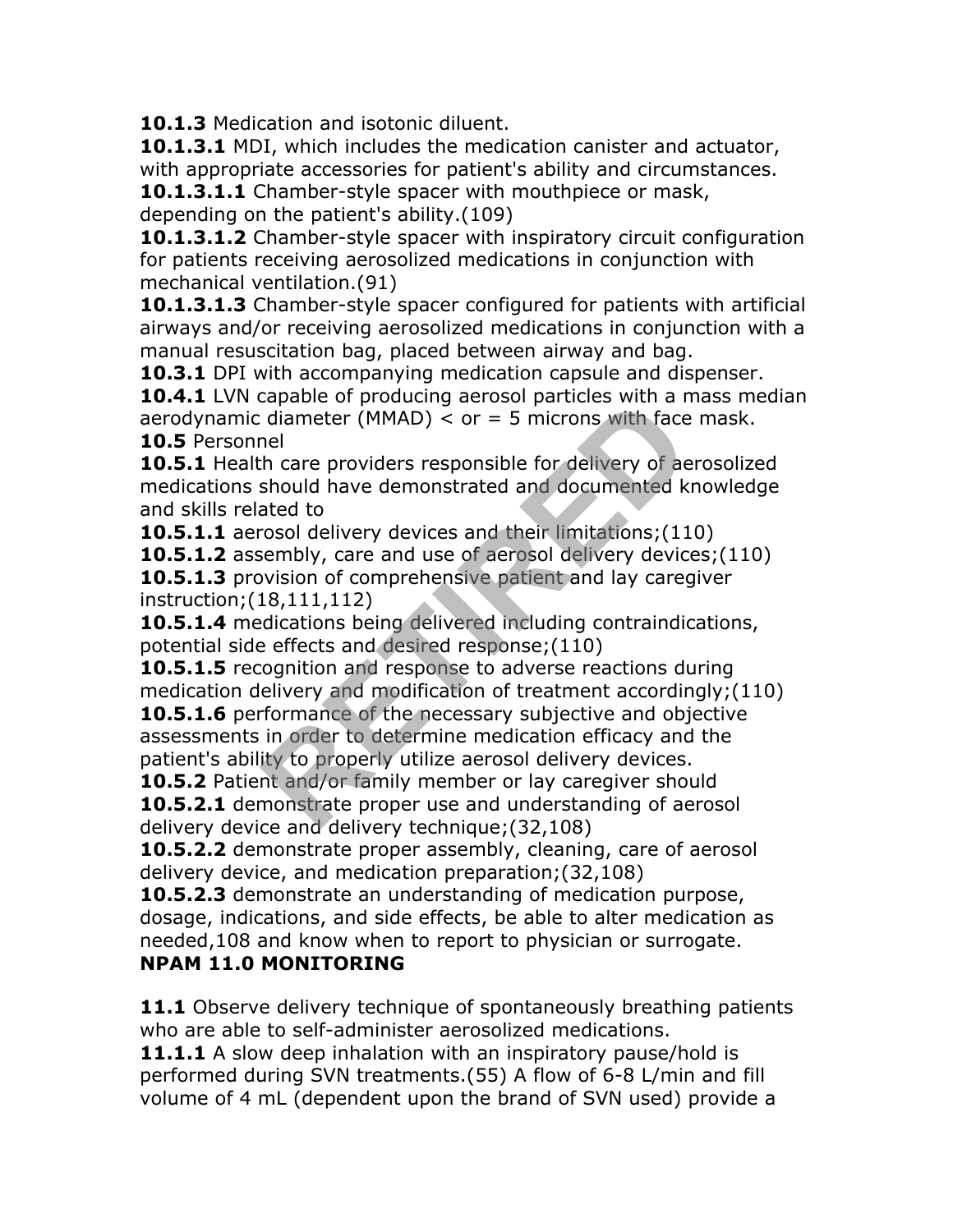**10.1.3** Medication and isotonic diluent.

**10.1.3.1** MDI, which includes the medication canister and actuator, with appropriate accessories for patient's ability and circumstances.

**10.1.3.1.1** Chamber-style spacer with mouthpiece or mask, depending on the patient's ability.(109)

**10.1.3.1.2** Chamber-style spacer with inspiratory circuit configuration for patients receiving aerosolized medications in conjunction with mechanical ventilation.(91)

**10.1.3.1.3** Chamber-style spacer configured for patients with artificial airways and/or receiving aerosolized medications in conjunction with a manual resuscitation bag, placed between airway and bag.

**10.3.1** DPI with accompanying medication capsule and dispenser.

**10.4.1** LVN capable of producing aerosol particles with a mass median aerodynamic diameter (MMAD) < or = 5 microns with face mask.

**10.5** Personnel

**10.5.1** Health care providers responsible for delivery of aerosolized medications should have demonstrated and documented knowledge and skills related to

**10.5.1.1** aerosol delivery devices and their limitations;(110)

**10.5.1.2** assembly, care and use of aerosol delivery devices;(110)

**10.5.1.3** provision of comprehensive patient and lay caregiver instruction;(18,111,112)

**10.5.1.4** medications being delivered including contraindications, potential side effects and desired response;(110)

**10.5.1.5** recognition and response to adverse reactions during medication delivery and modification of treatment accordingly;(110)

**10.5.1.6** performance of the necessary subjective and objective assessments in order to determine medication efficacy and the patient's ability to properly utilize aerosol delivery devices.

**10.5.2** Patient and/or family member or lay caregiver should

**10.5.2.1** demonstrate proper use and understanding of aerosol delivery device and delivery technique;(32,108)

**10.5.2.2** demonstrate proper assembly, cleaning, care of aerosol delivery device, and medication preparation;(32,108)

**10.5.2.3** demonstrate an understanding of medication purpose, dosage, indications, and side effects, be able to alter medication as needed,108 and know when to report to physician or surrogate.

**NPAM 11.0 MONITORING**

**11.1** Observe delivery technique of spontaneously breathing patients who are able to self-administer aerosolized medications.

**11.1.1** A slow deep inhalation with an inspiratory pause/hold is performed during SVN treatments.(55) A flow of 6-8 L/min and fill volume of 4 mL (dependent upon the brand of SVN used) provide a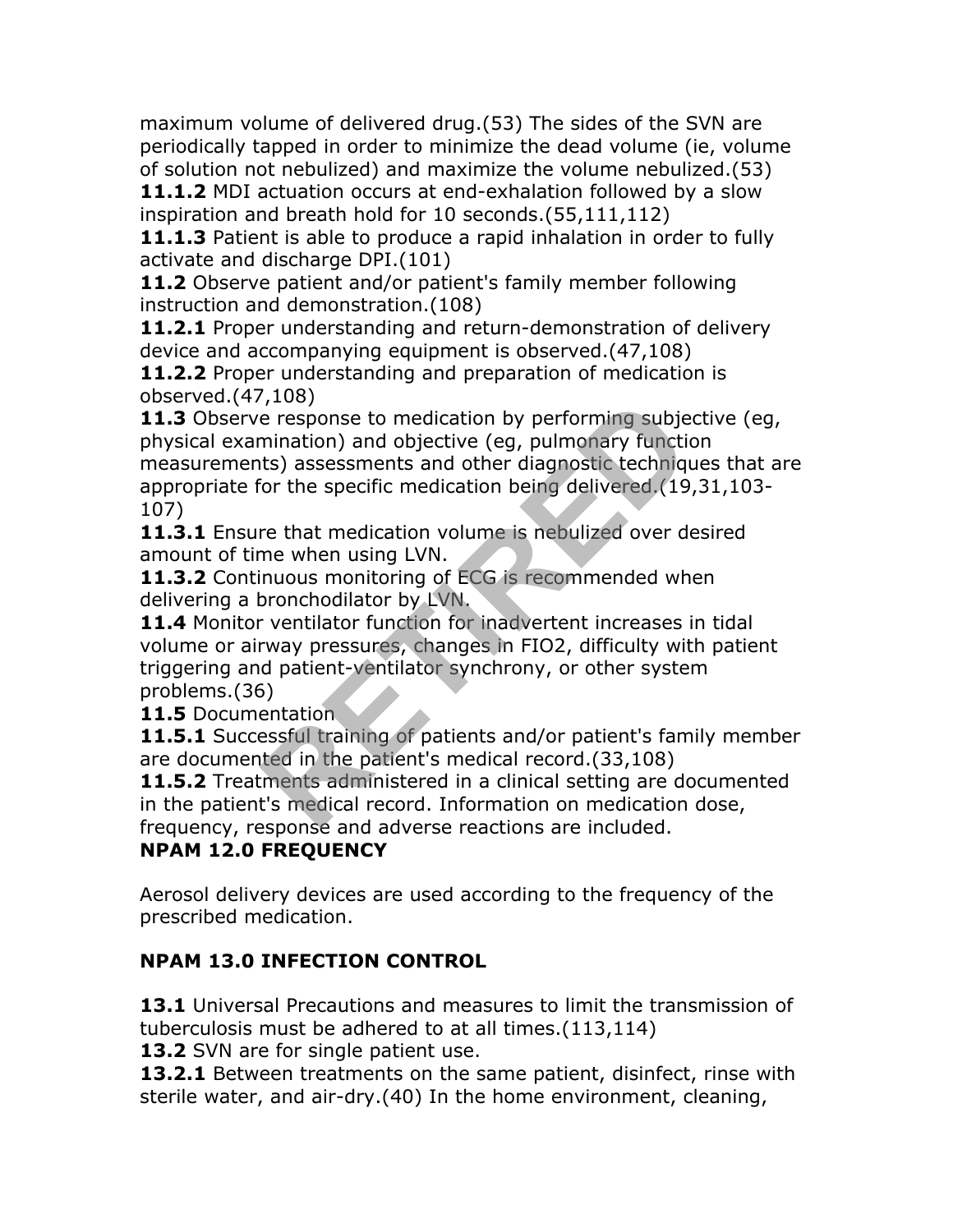maximum volume of delivered drug.(53) The sides of the SVN are periodically tapped in order to minimize the dead volume (ie, volume of solution not nebulized) and maximize the volume nebulized.(53)

**11.1.2** MDI actuation occurs at end-exhalation followed by a slow inspiration and breath hold for 10 seconds.(55,111,112)

**11.1.3** Patient is able to produce a rapid inhalation in order to fully activate and discharge DPI.(101)

**11.2** Observe patient and/or patient's family member following instruction and demonstration.(108)

**11.2.1** Proper understanding and return-demonstration of delivery device and accompanying equipment is observed.(47,108)

**11.2.2** Proper understanding and preparation of medication is observed.(47,108)

**11.3** Observe response to medication by performing subjective (eg, physical examination) and objective (eg, pulmonary function measurements) assessments and other diagnostic techniques that are appropriate for the specific medication being delivered.(19,31,103-107)

**11.3.1** Ensure that medication volume is nebulized over desired amount of time when using LVN.

**11.3.2** Continuous monitoring of ECG is recommended when delivering a bronchodilator by LVN.

**11.4** Monitor ventilator function for inadvertent increases in tidal volume or airway pressures, changes in FIO2, difficulty with patient triggering and patient-ventilator synchrony, or other system problems.(36)

**11.5** Documentation

**11.5.1** Successful training of patients and/or patient's family member are documented in the patient's medical record.(33,108)

**11.5.2** Treatments administered in a clinical setting are documented in the patient's medical record. Information on medication dose, frequency, response and adverse reactions are included.

**NPAM 12.0 FREQUENCY**

Aerosol delivery devices are used according to the frequency of the prescribed medication.

**NPAM 13.0 INFECTION CONTROL**

**13.1** Universal Precautions and measures to limit the transmission of tuberculosis must be adhered to at all times.(113,114)

**13.2** SVN are for single patient use.

**13.2.1** Between treatments on the same patient, disinfect, rinse with sterile water, and air-dry.(40) In the home environment, cleaning,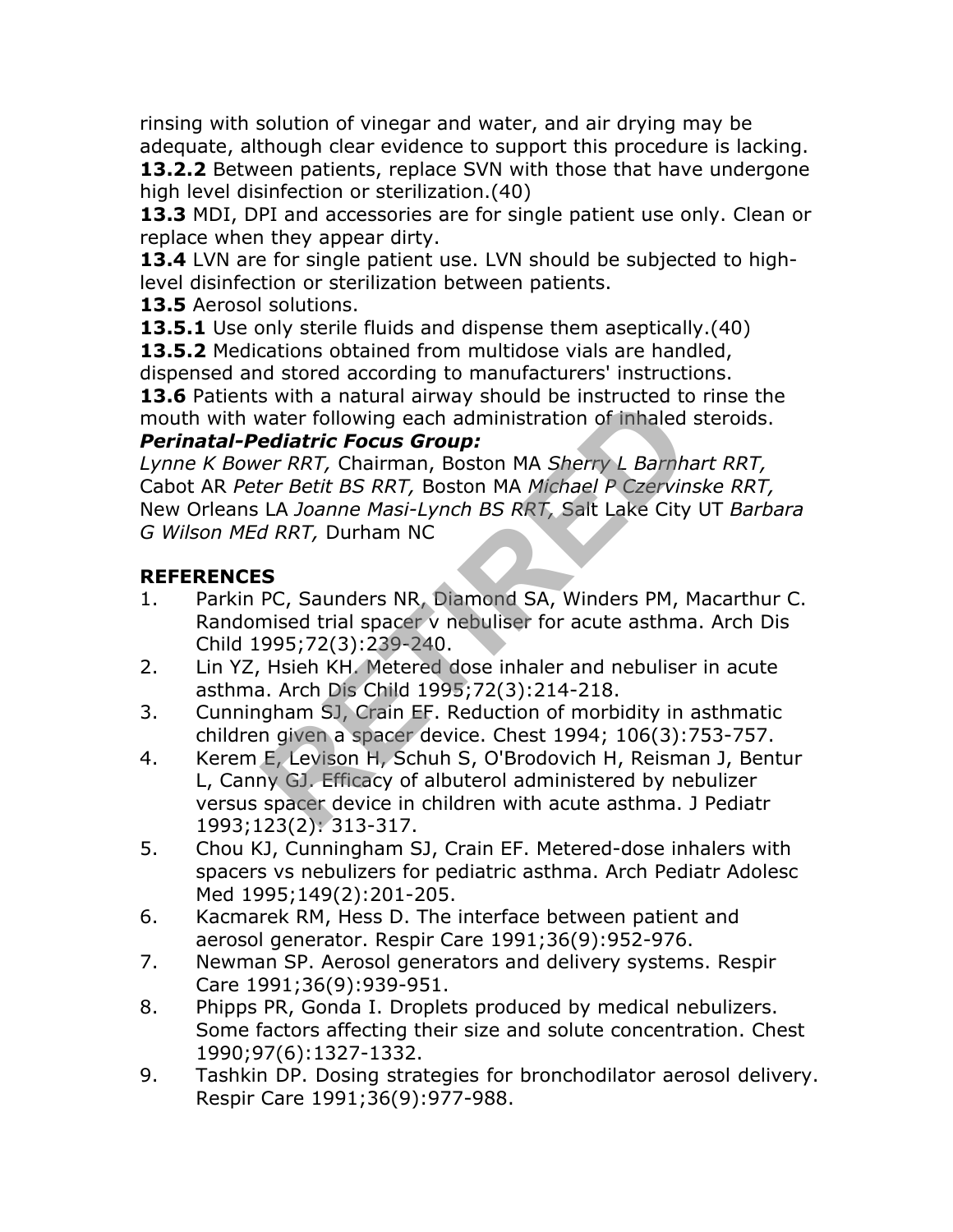rinsing with solution of vinegar and water, and air drying may be adequate, although clear evidence to support this procedure is lacking.

**13.2.2** Between patients, replace SVN with those that have undergone high level disinfection or sterilization.(40)

**13.3** MDI, DPI and accessories are for single patient use only. Clean or replace when they appear dirty.

**13.4** LVN are for single patient use. LVN should be subjected to high-level disinfection or sterilization between patients.

**13.5** Aerosol solutions.

**13.5.1** Use only sterile fluids and dispense them aseptically.(40)

**13.5.2** Medications obtained from multidose vials are handled, dispensed and stored according to manufacturers' instructions.

**13.6** Patients with a natural airway should be instructed to rinse the mouth with water following each administration of inhaled steroids.

***Perinatal-Pediatric Focus Group:***

*Lynne K Bower RRT,* Chairman, Boston MA *Sherry L Barnhart RRT,* Cabot AR *Peter Betit BS RRT,* Boston MA *Michael P Czervinske RRT,* New Orleans LA *Joanne Masi-Lynch BS RRT,* Salt Lake City UT *Barbara G Wilson MEd RRT,* Durham NC

**REFERENCES**

1. Parkin PC, Saunders NR, Diamond SA, Winders PM, Macarthur C. Randomised trial spacer v nebuliser for acute asthma. Arch Dis Child 1995;72(3):239-240.
2. Lin YZ, Hsieh KH. Metered dose inhaler and nebuliser in acute asthma. Arch Dis Child 1995;72(3):214-218.
3. Cunningham SJ, Crain EF. Reduction of morbidity in asthmatic children given a spacer device. Chest 1994; 106(3):753-757.
4. Kerem E, Levison H, Schuh S, O'Brodovich H, Reisman J, Bentur L, Canny GJ. Efficacy of albuterol administered by nebulizer versus spacer device in children with acute asthma. J Pediatr 1993;123(2): 313-317.
5. Chou KJ, Cunningham SJ, Crain EF. Metered-dose inhalers with spacers vs nebulizers for pediatric asthma. Arch Pediatr Adolesc Med 1995;149(2):201-205.
6. Kacmarek RM, Hess D. The interface between patient and aerosol generator. Respir Care 1991;36(9):952-976.
7. Newman SP. Aerosol generators and delivery systems. Respir Care 1991;36(9):939-951.
8. Phipps PR, Gonda I. Droplets produced by medical nebulizers. Some factors affecting their size and solute concentration. Chest 1990;97(6):1327-1332.
9. Tashkin DP. Dosing strategies for bronchodilator aerosol delivery. Respir Care 1991;36(9):977-988.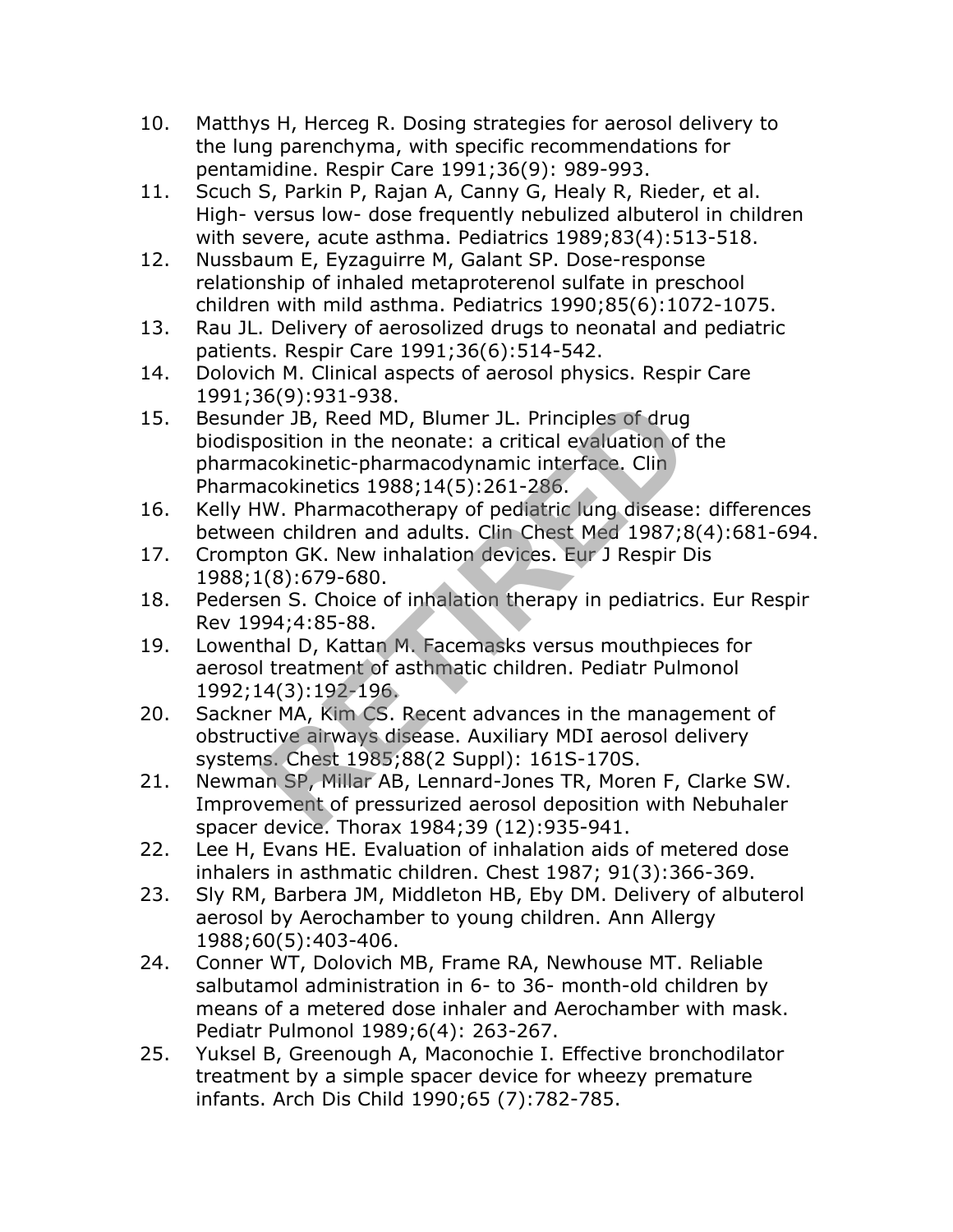10. Matthys H, Herceg R. Dosing strategies for aerosol delivery to the lung parenchyma, with specific recommendations for pentamidine. Respir Care 1991;36(9): 989-993.
11. Scuch S, Parkin P, Rajan A, Canny G, Healy R, Rieder, et al. High- versus low- dose frequently nebulized albuterol in children with severe, acute asthma. Pediatrics 1989;83(4):513-518.
12. Nussbaum E, Eyzaguirre M, Galant SP. Dose-response relationship of inhaled metaproterenol sulfate in preschool children with mild asthma. Pediatrics 1990;85(6):1072-1075.
13. Rau JL. Delivery of aerosolized drugs to neonatal and pediatric patients. Respir Care 1991;36(6):514-542.
14. Dolovich M. Clinical aspects of aerosol physics. Respir Care 1991;36(9):931-938.
15. Besunder JB, Reed MD, Blumer JL. Principles of drug biodisposition in the neonate: a critical evaluation of the pharmacokinetic-pharmacodynamic interface. Clin Pharmacokinetics 1988;14(5):261-286.
16. Kelly HW. Pharmacotherapy of pediatric lung disease: differences between children and adults. Clin Chest Med 1987;8(4):681-694.
17. Crompton GK. New inhalation devices. Eur J Respir Dis 1988;1(8):679-680.
18. Pedersen S. Choice of inhalation therapy in pediatrics. Eur Respir Rev 1994;4:85-88.
19. Lowenthal D, Kattan M. Facemasks versus mouthpieces for aerosol treatment of asthmatic children. Pediatr Pulmonol 1992;14(3):192-196.
20. Sackner MA, Kim CS. Recent advances in the management of obstructive airways disease. Auxiliary MDI aerosol delivery systems. Chest 1985;88(2 Suppl): 161S-170S.
21. Newman SP, Millar AB, Lennard-Jones TR, Moren F, Clarke SW. Improvement of pressurized aerosol deposition with Nebuhaler spacer device. Thorax 1984;39 (12):935-941.
22. Lee H, Evans HE. Evaluation of inhalation aids of metered dose inhalers in asthmatic children. Chest 1987; 91(3):366-369.
23. Sly RM, Barbera JM, Middleton HB, Eby DM. Delivery of albuterol aerosol by Aerochamber to young children. Ann Allergy 1988;60(5):403-406.
24. Conner WT, Dolovich MB, Frame RA, Newhouse MT. Reliable salbutamol administration in 6- to 36- month-old children by means of a metered dose inhaler and Aerochamber with mask. Pediatr Pulmonol 1989;6(4): 263-267.
25. Yuksel B, Greenough A, Maconochie I. Effective bronchodilator treatment by a simple spacer device for wheezy premature infants. Arch Dis Child 1990;65 (7):782-785.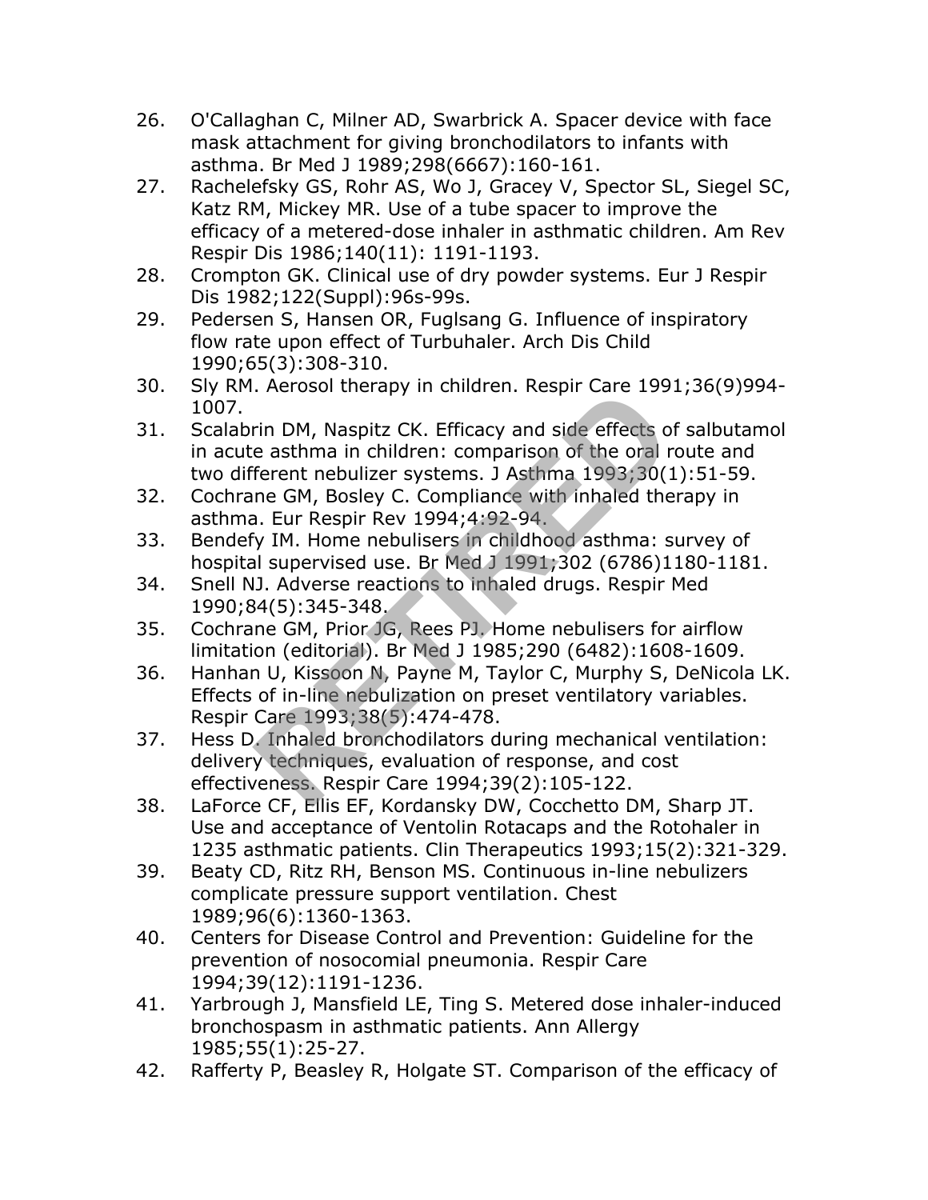26. O'Callaghan C, Milner AD, Swarbrick A. Spacer device with face mask attachment for giving bronchodilators to infants with asthma. Br Med J 1989;298(6667):160-161.
27. Rachelefsky GS, Rohr AS, Wo J, Gracey V, Spector SL, Siegel SC, Katz RM, Mickey MR. Use of a tube spacer to improve the efficacy of a metered-dose inhaler in asthmatic children. Am Rev Respir Dis 1986;140(11): 1191-1193.
28. Crompton GK. Clinical use of dry powder systems. Eur J Respir Dis 1982;122(Suppl):96s-99s.
29. Pedersen S, Hansen OR, Fuglsang G. Influence of inspiratory flow rate upon effect of Turbuhaler. Arch Dis Child 1990;65(3):308-310.
30. Sly RM. Aerosol therapy in children. Respir Care 1991;36(9)994-1007.
31. Scalabrin DM, Naspitz CK. Efficacy and side effects of salbutamol in acute asthma in children: comparison of the oral route and two different nebulizer systems. J Asthma 1993;30(1):51-59.
32. Cochrane GM, Bosley C. Compliance with inhaled therapy in asthma. Eur Respir Rev 1994;4:92-94.
33. Bendefy IM. Home nebulisers in childhood asthma: survey of hospital supervised use. Br Med J 1991;302 (6786)1180-1181.
34. Snell NJ. Adverse reactions to inhaled drugs. Respir Med 1990;84(5):345-348.
35. Cochrane GM, Prior JG, Rees PJ. Home nebulisers for airflow limitation (editorial). Br Med J 1985;290 (6482):1608-1609.
36. Hanhan U, Kissoon N, Payne M, Taylor C, Murphy S, DeNicola LK. Effects of in-line nebulization on preset ventilatory variables. Respir Care 1993;38(5):474-478.
37. Hess D. Inhaled bronchodilators during mechanical ventilation: delivery techniques, evaluation of response, and cost effectiveness. Respir Care 1994;39(2):105-122.
38. LaForce CF, Ellis EF, Kordansky DW, Cocchetto DM, Sharp JT. Use and acceptance of Ventolin Rotacaps and the Rotohaler in 1235 asthmatic patients. Clin Therapeutics 1993;15(2):321-329.
39. Beaty CD, Ritz RH, Benson MS. Continuous in-line nebulizers complicate pressure support ventilation. Chest 1989;96(6):1360-1363.
40. Centers for Disease Control and Prevention: Guideline for the prevention of nosocomial pneumonia. Respir Care 1994;39(12):1191-1236.
41. Yarbrough J, Mansfield LE, Ting S. Metered dose inhaler-induced bronchospasm in asthmatic patients. Ann Allergy 1985;55(1):25-27.
42. Rafferty P, Beasley R, Holgate ST. Comparison of the efficacy of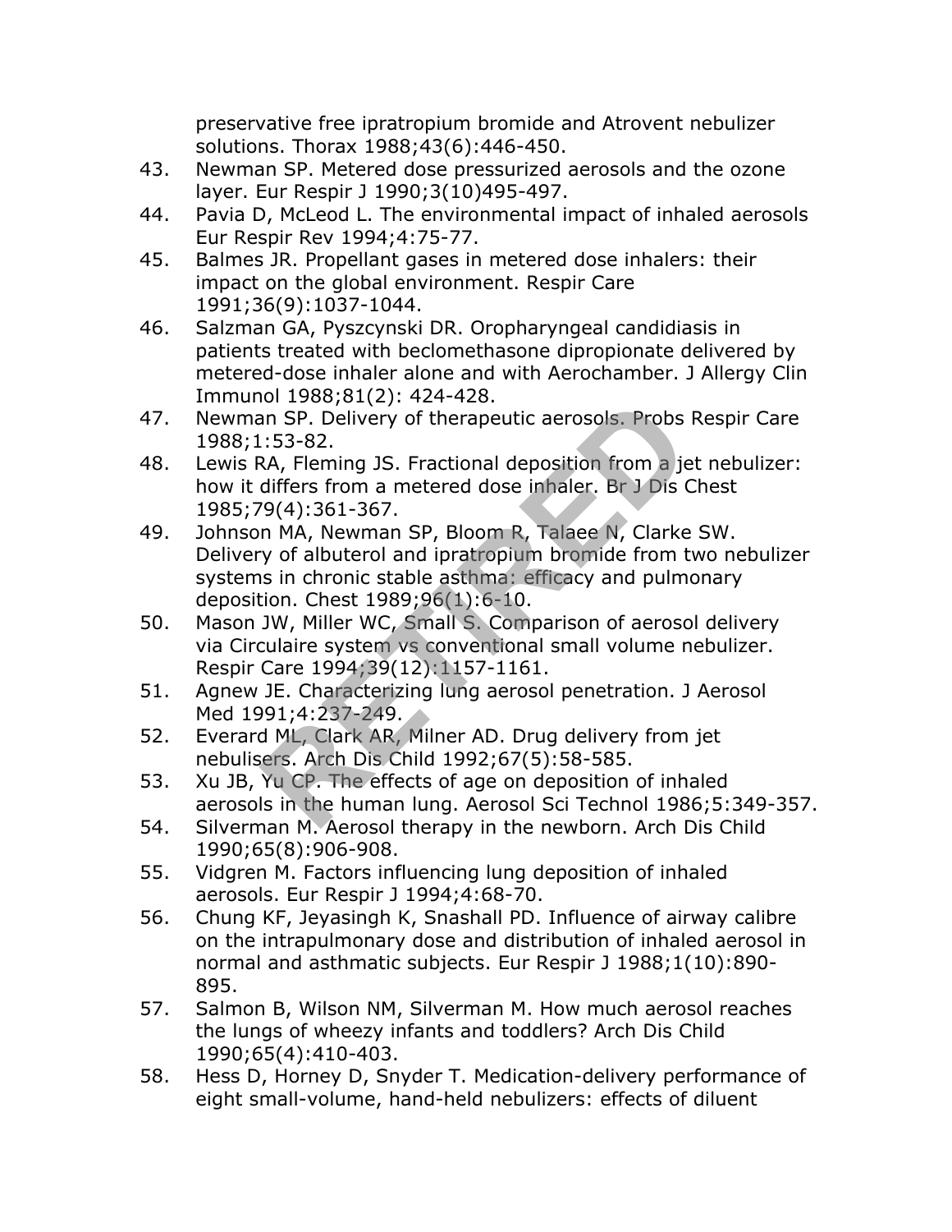preservative free ipratropium bromide and Atrovent nebulizer solutions. Thorax 1988;43(6):446-450.

43. Newman SP. Metered dose pressurized aerosols and the ozone layer. Eur Respir J 1990;3(10)495-497.
44. Pavia D, McLeod L. The environmental impact of inhaled aerosols Eur Respir Rev 1994;4:75-77.
45. Balmes JR. Propellant gases in metered dose inhalers: their impact on the global environment. Respir Care 1991;36(9):1037-1044.
46. Salzman GA, Pyszcynski DR. Oropharyngeal candidiasis in patients treated with beclomethasone dipropionate delivered by metered-dose inhaler alone and with Aerochamber. J Allergy Clin Immunol 1988;81(2): 424-428.
47. Newman SP. Delivery of therapeutic aerosols. Probs Respir Care 1988;1:53-82.
48. Lewis RA, Fleming JS. Fractional deposition from a jet nebulizer: how it differs from a metered dose inhaler. Br J Dis Chest 1985;79(4):361-367.
49. Johnson MA, Newman SP, Bloom R, Talaee N, Clarke SW. Delivery of albuterol and ipratropium bromide from two nebulizer systems in chronic stable asthma: efficacy and pulmonary deposition. Chest 1989;96(1):6-10.
50. Mason JW, Miller WC, Small S. Comparison of aerosol delivery via Circulaire system vs conventional small volume nebulizer. Respir Care 1994;39(12):1157-1161.
51. Agnew JE. Characterizing lung aerosol penetration. J Aerosol Med 1991;4:237-249.
52. Everard ML, Clark AR, Milner AD. Drug delivery from jet nebulisers. Arch Dis Child 1992;67(5):58-585.
53. Xu JB, Yu CP. The effects of age on deposition of inhaled aerosols in the human lung. Aerosol Sci Technol 1986;5:349-357.
54. Silverman M. Aerosol therapy in the newborn. Arch Dis Child 1990;65(8):906-908.
55. Vidgren M. Factors influencing lung deposition of inhaled aerosols. Eur Respir J 1994;4:68-70.
56. Chung KF, Jeyasingh K, Snashall PD. Influence of airway calibre on the intrapulmonary dose and distribution of inhaled aerosol in normal and asthmatic subjects. Eur Respir J 1988;1(10):890-895.
57. Salmon B, Wilson NM, Silverman M. How much aerosol reaches the lungs of wheezy infants and toddlers? Arch Dis Child 1990;65(4):410-403.
58. Hess D, Horney D, Snyder T. Medication-delivery performance of eight small-volume, hand-held nebulizers: effects of diluent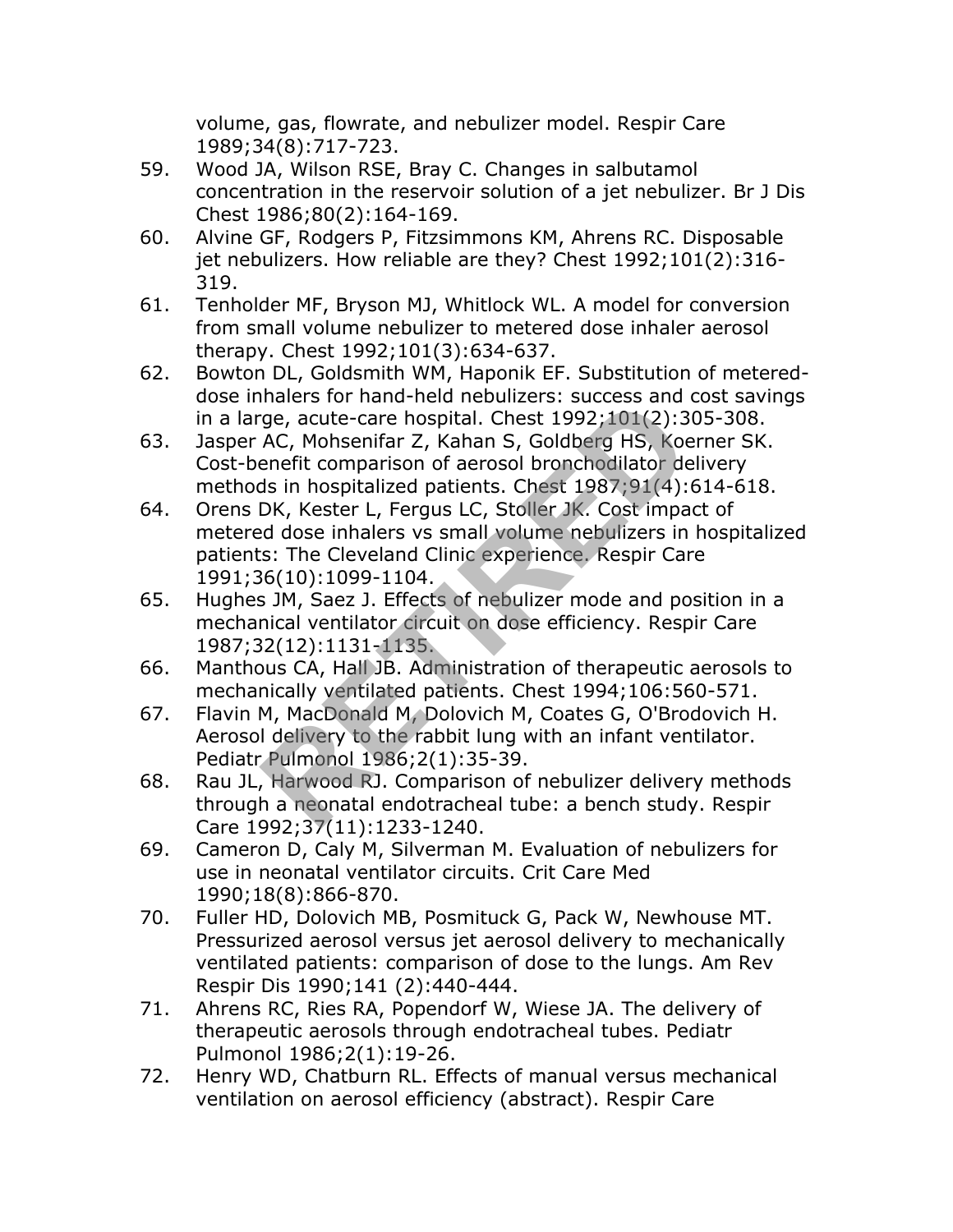volume, gas, flowrate, and nebulizer model. Respir Care 1989;34(8):717-723.

59. Wood JA, Wilson RSE, Bray C. Changes in salbutamol concentration in the reservoir solution of a jet nebulizer. Br J Dis Chest 1986;80(2):164-169.
60. Alvine GF, Rodgers P, Fitzsimmons KM, Ahrens RC. Disposable jet nebulizers. How reliable are they? Chest 1992;101(2):316-319.
61. Tenholder MF, Bryson MJ, Whitlock WL. A model for conversion from small volume nebulizer to metered dose inhaler aerosol therapy. Chest 1992;101(3):634-637.
62. Bowton DL, Goldsmith WM, Haponik EF. Substitution of metered-dose inhalers for hand-held nebulizers: success and cost savings in a large, acute-care hospital. Chest 1992;101(2):305-308.
63. Jasper AC, Mohsenifar Z, Kahan S, Goldberg HS, Koerner SK. Cost-benefit comparison of aerosol bronchodilator delivery methods in hospitalized patients. Chest 1987;91(4):614-618.
64. Orens DK, Kester L, Fergus LC, Stoller JK. Cost impact of metered dose inhalers vs small volume nebulizers in hospitalized patients: The Cleveland Clinic experience. Respir Care 1991;36(10):1099-1104.
65. Hughes JM, Saez J. Effects of nebulizer mode and position in a mechanical ventilator circuit on dose efficiency. Respir Care 1987;32(12):1131-1135.
66. Manthous CA, Hall JB. Administration of therapeutic aerosols to mechanically ventilated patients. Chest 1994;106:560-571.
67. Flavin M, MacDonald M, Dolovich M, Coates G, O'Brodovich H. Aerosol delivery to the rabbit lung with an infant ventilator. Pediatr Pulmonol 1986;2(1):35-39.
68. Rau JL, Harwood RJ. Comparison of nebulizer delivery methods through a neonatal endotracheal tube: a bench study. Respir Care 1992;37(11):1233-1240.
69. Cameron D, Caly M, Silverman M. Evaluation of nebulizers for use in neonatal ventilator circuits. Crit Care Med 1990;18(8):866-870.
70. Fuller HD, Dolovich MB, Posmituck G, Pack W, Newhouse MT. Pressurized aerosol versus jet aerosol delivery to mechanically ventilated patients: comparison of dose to the lungs. Am Rev Respir Dis 1990;141 (2):440-444.
71. Ahrens RC, Ries RA, Popendorf W, Wiese JA. The delivery of therapeutic aerosols through endotracheal tubes. Pediatr Pulmonol 1986;2(1):19-26.
72. Henry WD, Chatburn RL. Effects of manual versus mechanical ventilation on aerosol efficiency (abstract). Respir Care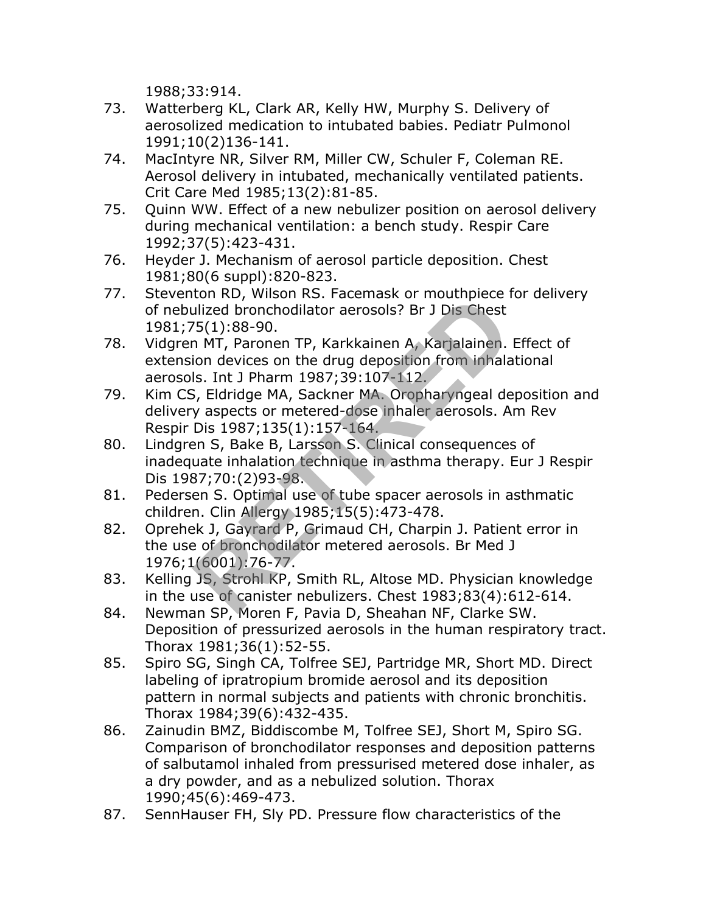1988;33:914.

73. Watterberg KL, Clark AR, Kelly HW, Murphy S. Delivery of aerosolized medication to intubated babies. Pediatr Pulmonol 1991;10(2)136-141.
74. MacIntyre NR, Silver RM, Miller CW, Schuler F, Coleman RE. Aerosol delivery in intubated, mechanically ventilated patients. Crit Care Med 1985;13(2):81-85.
75. Quinn WW. Effect of a new nebulizer position on aerosol delivery during mechanical ventilation: a bench study. Respir Care 1992;37(5):423-431.
76. Heyder J. Mechanism of aerosol particle deposition. Chest 1981;80(6 suppl):820-823.
77. Steventon RD, Wilson RS. Facemask or mouthpiece for delivery of nebulized bronchodilator aerosols? Br J Dis Chest 1981;75(1):88-90.
78. Vidgren MT, Paronen TP, Karkkainen A, Karjalainen. Effect of extension devices on the drug deposition from inhalational aerosols. Int J Pharm 1987;39:107-112.
79. Kim CS, Eldridge MA, Sackner MA. Oropharyngeal deposition and delivery aspects or metered-dose inhaler aerosols. Am Rev Respir Dis 1987;135(1):157-164.
80. Lindgren S, Bake B, Larsson S. Clinical consequences of inadequate inhalation technique in asthma therapy. Eur J Respir Dis 1987;70:(2)93-98.
81. Pedersen S. Optimal use of tube spacer aerosols in asthmatic children. Clin Allergy 1985;15(5):473-478.
82. Oprehek J, Gayrard P, Grimaud CH, Charpin J. Patient error in the use of bronchodilator metered aerosols. Br Med J 1976;1(6001):76-77.
83. Kelling JS, Strohl KP, Smith RL, Altose MD. Physician knowledge in the use of canister nebulizers. Chest 1983;83(4):612-614.
84. Newman SP, Moren F, Pavia D, Sheahan NF, Clarke SW. Deposition of pressurized aerosols in the human respiratory tract. Thorax 1981;36(1):52-55.
85. Spiro SG, Singh CA, Tolfree SEJ, Partridge MR, Short MD. Direct labeling of ipratropium bromide aerosol and its deposition pattern in normal subjects and patients with chronic bronchitis. Thorax 1984;39(6):432-435.
86. Zainudin BMZ, Biddiscombe M, Tolfree SEJ, Short M, Spiro SG. Comparison of bronchodilator responses and deposition patterns of salbutamol inhaled from pressurised metered dose inhaler, as a dry powder, and as a nebulized solution. Thorax 1990;45(6):469-473.
87. SennHauser FH, Sly PD. Pressure flow characteristics of the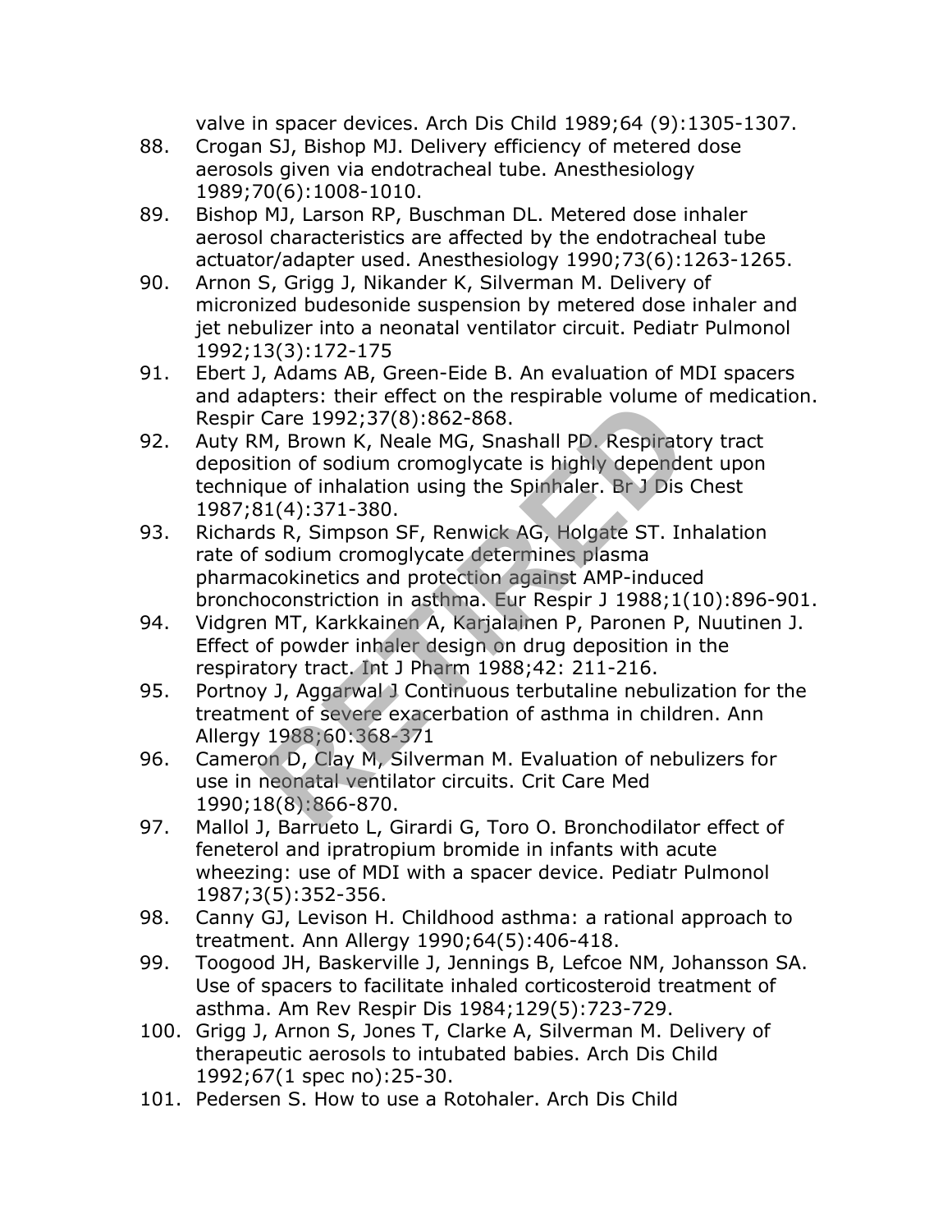valve in spacer devices. Arch Dis Child 1989;64 (9):1305-1307.

88. Crogan SJ, Bishop MJ. Delivery efficiency of metered dose aerosols given via endotracheal tube. Anesthesiology 1989;70(6):1008-1010.
89. Bishop MJ, Larson RP, Buschman DL. Metered dose inhaler aerosol characteristics are affected by the endotracheal tube actuator/adapter used. Anesthesiology 1990;73(6):1263-1265.
90. Arnon S, Grigg J, Nikander K, Silverman M. Delivery of micronized budesonide suspension by metered dose inhaler and jet nebulizer into a neonatal ventilator circuit. Pediatr Pulmonol 1992;13(3):172-175
91. Ebert J, Adams AB, Green-Eide B. An evaluation of MDI spacers and adapters: their effect on the respirable volume of medication. Respir Care 1992;37(8):862-868.
92. Auty RM, Brown K, Neale MG, Snashall PD. Respiratory tract deposition of sodium cromoglycate is highly dependent upon technique of inhalation using the Spinhaler. Br J Dis Chest 1987;81(4):371-380.
93. Richards R, Simpson SF, Renwick AG, Holgate ST. Inhalation rate of sodium cromoglycate determines plasma pharmacokinetics and protection against AMP-induced bronchoconstriction in asthma. Eur Respir J 1988;1(10):896-901.
94. Vidgren MT, Karkkainen A, Karjalainen P, Paronen P, Nuutinen J. Effect of powder inhaler design on drug deposition in the respiratory tract. Int J Pharm 1988;42: 211-216.
95. Portnoy J, Aggarwal J Continuous terbutaline nebulization for the treatment of severe exacerbation of asthma in children. Ann Allergy 1988;60:368-371
96. Cameron D, Clay M, Silverman M. Evaluation of nebulizers for use in neonatal ventilator circuits. Crit Care Med 1990;18(8):866-870.
97. Mallol J, Barrueto L, Girardi G, Toro O. Bronchodilator effect of feneterol and ipratropium bromide in infants with acute wheezing: use of MDI with a spacer device. Pediatr Pulmonol 1987;3(5):352-356.
98. Canny GJ, Levison H. Childhood asthma: a rational approach to treatment. Ann Allergy 1990;64(5):406-418.
99. Toogood JH, Baskerville J, Jennings B, Lefcoe NM, Johansson SA. Use of spacers to facilitate inhaled corticosteroid treatment of asthma. Am Rev Respir Dis 1984;129(5):723-729.
100. Grigg J, Arnon S, Jones T, Clarke A, Silverman M. Delivery of therapeutic aerosols to intubated babies. Arch Dis Child 1992;67(1 spec no):25-30.
101. Pedersen S. How to use a Rotohaler. Arch Dis Child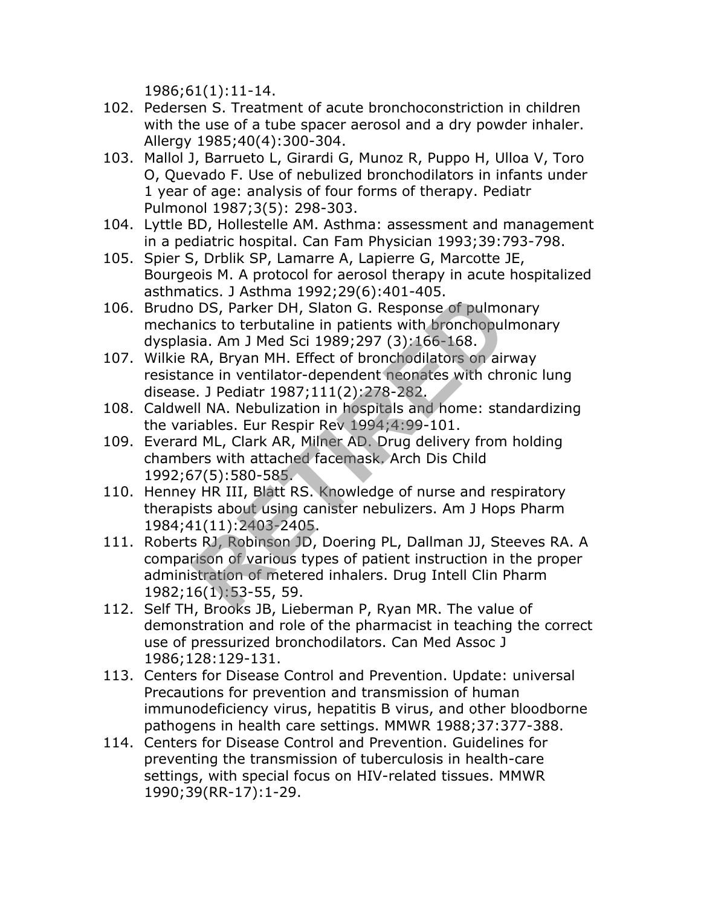1986;61(1):11-14.

102. Pedersen S. Treatment of acute bronchoconstriction in children with the use of a tube spacer aerosol and a dry powder inhaler. Allergy 1985;40(4):300-304.
103. Mallol J, Barrueto L, Girardi G, Munoz R, Puppo H, Ulloa V, Toro O, Quevado F. Use of nebulized bronchodilators in infants under 1 year of age: analysis of four forms of therapy. Pediatr Pulmonol 1987;3(5): 298-303.
104. Lyttle BD, Hollestelle AM. Asthma: assessment and management in a pediatric hospital. Can Fam Physician 1993;39:793-798.
105. Spier S, Drblik SP, Lamarre A, Lapierre G, Marcotte JE, Bourgeois M. A protocol for aerosol therapy in acute hospitalized asthmatics. J Asthma 1992;29(6):401-405.
106. Brudno DS, Parker DH, Slaton G. Response of pulmonary mechanics to terbutaline in patients with bronchopulmonary dysplasia. Am J Med Sci 1989;297 (3):166-168.
107. Wilkie RA, Bryan MH. Effect of bronchodilators on airway resistance in ventilator-dependent neonates with chronic lung disease. J Pediatr 1987;111(2):278-282.
108. Caldwell NA. Nebulization in hospitals and home: standardizing the variables. Eur Respir Rev 1994;4:99-101.
109. Everard ML, Clark AR, Milner AD. Drug delivery from holding chambers with attached facemask. Arch Dis Child 1992;67(5):580-585.
110. Henney HR III, Blatt RS. Knowledge of nurse and respiratory therapists about using canister nebulizers. Am J Hops Pharm 1984;41(11):2403-2405.
111. Roberts RJ, Robinson JD, Doering PL, Dallman JJ, Steeves RA. A comparison of various types of patient instruction in the proper administration of metered inhalers. Drug Intell Clin Pharm 1982;16(1):53-55, 59.
112. Self TH, Brooks JB, Lieberman P, Ryan MR. The value of demonstration and role of the pharmacist in teaching the correct use of pressurized bronchodilators. Can Med Assoc J 1986;128:129-131.
113. Centers for Disease Control and Prevention. Update: universal Precautions for prevention and transmission of human immunodeficiency virus, hepatitis B virus, and other bloodborne pathogens in health care settings. MMWR 1988;37:377-388.
114. Centers for Disease Control and Prevention. Guidelines for preventing the transmission of tuberculosis in health-care settings, with special focus on HIV-related tissues. MMWR 1990;39(RR-17):1-29.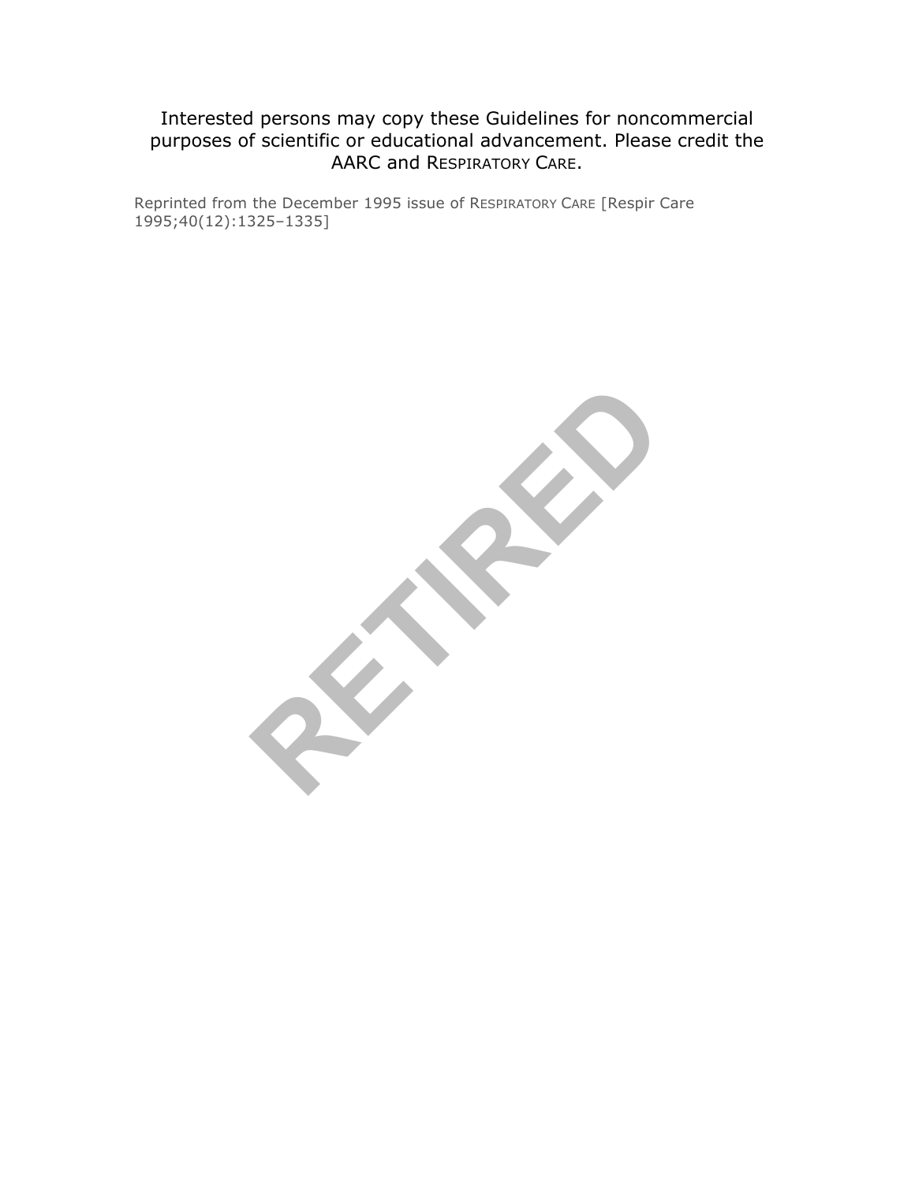Interested persons may copy these Guidelines for noncommercial purposes of scientific or educational advancement. Please credit the AARC and RESPIRATORY CARE.

Reprinted from the December 1995 issue of RESPIRATORY CARE [Respir Care 1995;40(12):1325–1335]

RETIRED